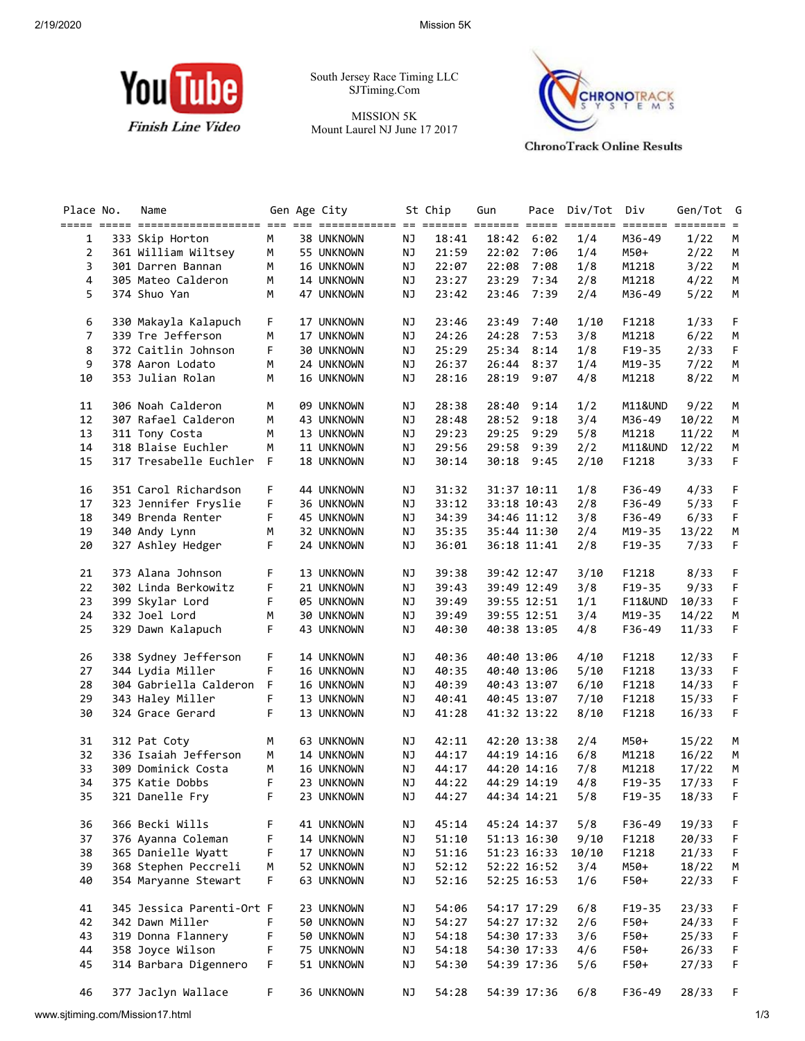YouTube Finish Line Video

South Jersey Race Timing LLC
SJTiming.Com

MISSION 5K
Mount Laurel NJ June 17 2017

ChronoTrack Online Results

| Place | No. | Name | Gen | Age | City | St | Chip | Gun | Pace | Div/Tot | Div | Gen/Tot | G |
|---|---|---|---|---|---|---|---|---|---|---|---|---|---|
| 1 | 333 | Skip Horton | M | 38 | UNKNOWN | NJ | 18:41 | 18:42 | 6:02 | 1/4 | M36-49 | 1/22 | M |
| 2 | 361 | William Wiltsey | M | 55 | UNKNOWN | NJ | 21:59 | 22:02 | 7:06 | 1/4 | M50+ | 2/22 | M |
| 3 | 301 | Darren Bannan | M | 16 | UNKNOWN | NJ | 22:07 | 22:08 | 7:08 | 1/8 | M1218 | 3/22 | M |
| 4 | 305 | Mateo Calderon | M | 14 | UNKNOWN | NJ | 23:27 | 23:29 | 7:34 | 2/8 | M1218 | 4/22 | M |
| 5 | 374 | Shuo Yan | M | 47 | UNKNOWN | NJ | 23:42 | 23:46 | 7:39 | 2/4 | M36-49 | 5/22 | M |
| 6 | 330 | Makayla Kalapuch | F | 17 | UNKNOWN | NJ | 23:46 | 23:49 | 7:40 | 1/10 | F1218 | 1/33 | F |
| 7 | 339 | Tre Jefferson | M | 17 | UNKNOWN | NJ | 24:26 | 24:28 | 7:53 | 3/8 | M1218 | 6/22 | M |
| 8 | 372 | Caitlin Johnson | F | 30 | UNKNOWN | NJ | 25:29 | 25:34 | 8:14 | 1/8 | F19-35 | 2/33 | F |
| 9 | 378 | Aaron Lodato | M | 24 | UNKNOWN | NJ | 26:37 | 26:44 | 8:37 | 1/4 | M19-35 | 7/22 | M |
| 10 | 353 | Julian Rolan | M | 16 | UNKNOWN | NJ | 28:16 | 28:19 | 9:07 | 4/8 | M1218 | 8/22 | M |
| 11 | 306 | Noah Calderon | M | 09 | UNKNOWN | NJ | 28:38 | 28:40 | 9:14 | 1/2 | M11&UND | 9/22 | M |
| 12 | 307 | Rafael Calderon | M | 43 | UNKNOWN | NJ | 28:48 | 28:52 | 9:18 | 3/4 | M36-49 | 10/22 | M |
| 13 | 311 | Tony Costa | M | 13 | UNKNOWN | NJ | 29:23 | 29:25 | 9:29 | 5/8 | M1218 | 11/22 | M |
| 14 | 318 | Blaise Euchler | M | 11 | UNKNOWN | NJ | 29:56 | 29:58 | 9:39 | 2/2 | M11&UND | 12/22 | M |
| 15 | 317 | Tresabelle Euchler | F | 18 | UNKNOWN | NJ | 30:14 | 30:18 | 9:45 | 2/10 | F1218 | 3/33 | F |
| 16 | 351 | Carol Richardson | F | 44 | UNKNOWN | NJ | 31:32 | 31:37 | 10:11 | 1/8 | F36-49 | 4/33 | F |
| 17 | 323 | Jennifer Fryslie | F | 36 | UNKNOWN | NJ | 33:12 | 33:18 | 10:43 | 2/8 | F36-49 | 5/33 | F |
| 18 | 349 | Brenda Renter | F | 45 | UNKNOWN | NJ | 34:39 | 34:46 | 11:12 | 3/8 | F36-49 | 6/33 | F |
| 19 | 340 | Andy Lynn | M | 32 | UNKNOWN | NJ | 35:35 | 35:44 | 11:30 | 2/4 | M19-35 | 13/22 | M |
| 20 | 327 | Ashley Hedger | F | 24 | UNKNOWN | NJ | 36:01 | 36:18 | 11:41 | 2/8 | F19-35 | 7/33 | F |
| 21 | 373 | Alana Johnson | F | 13 | UNKNOWN | NJ | 39:38 | 39:42 | 12:47 | 3/10 | F1218 | 8/33 | F |
| 22 | 302 | Linda Berkowitz | F | 21 | UNKNOWN | NJ | 39:43 | 39:49 | 12:49 | 3/8 | F19-35 | 9/33 | F |
| 23 | 399 | Skylar Lord | F | 05 | UNKNOWN | NJ | 39:49 | 39:55 | 12:51 | 1/1 | F11&UND | 10/33 | F |
| 24 | 332 | Joel Lord | M | 30 | UNKNOWN | NJ | 39:49 | 39:55 | 12:51 | 3/4 | M19-35 | 14/22 | M |
| 25 | 329 | Dawn Kalapuch | F | 43 | UNKNOWN | NJ | 40:30 | 40:38 | 13:05 | 4/8 | F36-49 | 11/33 | F |
| 26 | 338 | Sydney Jefferson | F | 14 | UNKNOWN | NJ | 40:36 | 40:40 | 13:06 | 4/10 | F1218 | 12/33 | F |
| 27 | 344 | Lydia Miller | F | 16 | UNKNOWN | NJ | 40:35 | 40:40 | 13:06 | 5/10 | F1218 | 13/33 | F |
| 28 | 304 | Gabriella Calderon | F | 16 | UNKNOWN | NJ | 40:39 | 40:43 | 13:07 | 6/10 | F1218 | 14/33 | F |
| 29 | 343 | Haley Miller | F | 13 | UNKNOWN | NJ | 40:41 | 40:45 | 13:07 | 7/10 | F1218 | 15/33 | F |
| 30 | 324 | Grace Gerard | F | 13 | UNKNOWN | NJ | 41:28 | 41:32 | 13:22 | 8/10 | F1218 | 16/33 | F |
| 31 | 312 | Pat Coty | M | 63 | UNKNOWN | NJ | 42:11 | 42:20 | 13:38 | 2/4 | M50+ | 15/22 | M |
| 32 | 336 | Isaiah Jefferson | M | 14 | UNKNOWN | NJ | 44:17 | 44:19 | 14:16 | 6/8 | M1218 | 16/22 | M |
| 33 | 309 | Dominick Costa | M | 16 | UNKNOWN | NJ | 44:17 | 44:20 | 14:16 | 7/8 | M1218 | 17/22 | M |
| 34 | 375 | Katie Dobbs | F | 23 | UNKNOWN | NJ | 44:22 | 44:29 | 14:19 | 4/8 | F19-35 | 17/33 | F |
| 35 | 321 | Danelle Fry | F | 23 | UNKNOWN | NJ | 44:27 | 44:34 | 14:21 | 5/8 | F19-35 | 18/33 | F |
| 36 | 366 | Becki Wills | F | 41 | UNKNOWN | NJ | 45:14 | 45:24 | 14:37 | 5/8 | F36-49 | 19/33 | F |
| 37 | 376 | Ayanna Coleman | F | 14 | UNKNOWN | NJ | 51:10 | 51:13 | 16:30 | 9/10 | F1218 | 20/33 | F |
| 38 | 365 | Danielle Wyatt | F | 17 | UNKNOWN | NJ | 51:16 | 51:23 | 16:33 | 10/10 | F1218 | 21/33 | F |
| 39 | 368 | Stephen Peccreli | M | 52 | UNKNOWN | NJ | 52:12 | 52:22 | 16:52 | 3/4 | M50+ | 18/22 | M |
| 40 | 354 | Maryanne Stewart | F | 63 | UNKNOWN | NJ | 52:16 | 52:25 | 16:53 | 1/6 | F50+ | 22/33 | F |
| 41 | 345 | Jessica Parenti-Ort | F | 23 | UNKNOWN | NJ | 54:06 | 54:17 | 17:29 | 6/8 | F19-35 | 23/33 | F |
| 42 | 342 | Dawn Miller | F | 50 | UNKNOWN | NJ | 54:27 | 54:27 | 17:32 | 2/6 | F50+ | 24/33 | F |
| 43 | 319 | Donna Flannery | F | 50 | UNKNOWN | NJ | 54:18 | 54:30 | 17:33 | 3/6 | F50+ | 25/33 | F |
| 44 | 358 | Joyce Wilson | F | 75 | UNKNOWN | NJ | 54:18 | 54:30 | 17:33 | 4/6 | F50+ | 26/33 | F |
| 45 | 314 | Barbara Digennero | F | 51 | UNKNOWN | NJ | 54:30 | 54:39 | 17:36 | 5/6 | F50+ | 27/33 | F |
| 46 | 377 | Jaclyn Wallace | F | 36 | UNKNOWN | NJ | 54:28 | 54:39 | 17:36 | 6/8 | F36-49 | 28/33 | F |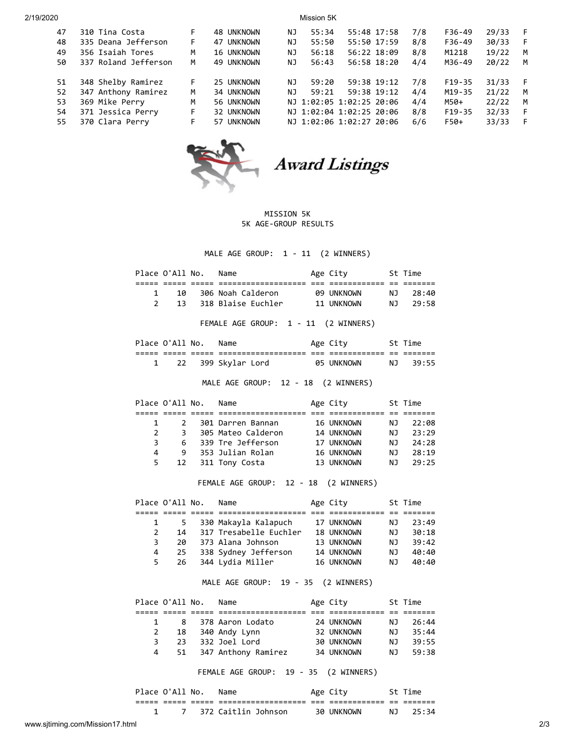| | | | | | | | | | | | | |
|---|---|---|---|---|---|---|---|---|---|---|---|---|
| 47 | 310 Tina Costa | F | 48 | UNKNOWN | NJ | 55:34 | 55:48 | 17:58 | 7/8 | F36-49 | 29/33 | F |
| 48 | 335 Deana Jefferson | F | 47 | UNKNOWN | NJ | 55:50 | 55:50 | 17:59 | 8/8 | F36-49 | 30/33 | F |
| 49 | 356 Isaiah Tores | M | 16 | UNKNOWN | NJ | 56:18 | 56:22 | 18:09 | 8/8 | M1218 | 19/22 | M |
| 50 | 337 Roland Jefferson | M | 49 | UNKNOWN | NJ | 56:43 | 56:58 | 18:20 | 4/4 | M36-49 | 20/22 | M |
| 51 | 348 Shelby Ramirez | F | 25 | UNKNOWN | NJ | 59:20 | 59:38 | 19:12 | 7/8 | F19-35 | 31/33 | F |
| 52 | 347 Anthony Ramirez | M | 34 | UNKNOWN | NJ | 59:21 | 59:38 | 19:12 | 4/4 | M19-35 | 21/22 | M |
| 53 | 369 Mike Perry | M | 56 | UNKNOWN | NJ | 1:02:05 | 1:02:25 | 20:06 | 4/4 | M50+ | 22/22 | M |
| 54 | 371 Jessica Perry | F | 32 | UNKNOWN | NJ | 1:02:04 | 1:02:25 | 20:06 | 8/8 | F19-35 | 32/33 | F |
| 55 | 370 Clara Perry | F | 57 | UNKNOWN | NJ | 1:02:06 | 1:02:27 | 20:06 | 6/6 | F50+ | 33/33 | F |

# Award Listings

MISSION 5K
5K AGE-GROUP RESULTS

### MALE AGE GROUP: 1 - 11 (2 WINNERS)

| Place | O'All | No. | Name | Age | City | St | Time |
|---|---|---|---|---|---|---|---|
| 1 | 10 | 306 | Noah Calderon | 09 | UNKNOWN | NJ | 28:40 |
| 2 | 13 | 318 | Blaise Euchler | 11 | UNKNOWN | NJ | 29:58 |

### FEMALE AGE GROUP: 1 - 11 (2 WINNERS)

| Place | O'All | No. | Name | Age | City | St | Time |
|---|---|---|---|---|---|---|---|
| 1 | 22 | 399 | Skylar Lord | 05 | UNKNOWN | NJ | 39:55 |

### MALE AGE GROUP: 12 - 18 (2 WINNERS)

| Place | O'All | No. | Name | Age | City | St | Time |
|---|---|---|---|---|---|---|---|
| 1 | 2 | 301 | Darren Bannan | 16 | UNKNOWN | NJ | 22:08 |
| 2 | 3 | 305 | Mateo Calderon | 14 | UNKNOWN | NJ | 23:29 |
| 3 | 6 | 339 | Tre Jefferson | 17 | UNKNOWN | NJ | 24:28 |
| 4 | 9 | 353 | Julian Rolan | 16 | UNKNOWN | NJ | 28:19 |
| 5 | 12 | 311 | Tony Costa | 13 | UNKNOWN | NJ | 29:25 |

### FEMALE AGE GROUP: 12 - 18 (2 WINNERS)

| Place | O'All | No. | Name | Age | City | St | Time |
|---|---|---|---|---|---|---|---|
| 1 | 5 | 330 | Makayla Kalapuch | 17 | UNKNOWN | NJ | 23:49 |
| 2 | 14 | 317 | Tresabelle Euchler | 18 | UNKNOWN | NJ | 30:18 |
| 3 | 20 | 373 | Alana Johnson | 13 | UNKNOWN | NJ | 39:42 |
| 4 | 25 | 338 | Sydney Jefferson | 14 | UNKNOWN | NJ | 40:40 |
| 5 | 26 | 344 | Lydia Miller | 16 | UNKNOWN | NJ | 40:40 |

### MALE AGE GROUP: 19 - 35 (2 WINNERS)

| Place | O'All | No. | Name | Age | City | St | Time |
|---|---|---|---|---|---|---|---|
| 1 | 8 | 378 | Aaron Lodato | 24 | UNKNOWN | NJ | 26:44 |
| 2 | 18 | 340 | Andy Lynn | 32 | UNKNOWN | NJ | 35:44 |
| 3 | 23 | 332 | Joel Lord | 30 | UNKNOWN | NJ | 39:55 |
| 4 | 51 | 347 | Anthony Ramirez | 34 | UNKNOWN | NJ | 59:38 |

### FEMALE AGE GROUP: 19 - 35 (2 WINNERS)

| Place | O'All | No. | Name | Age | City | St | Time |
|---|---|---|---|---|---|---|---|
| 1 | 7 | 372 | Caitlin Johnson | 30 | UNKNOWN | NJ | 25:34 |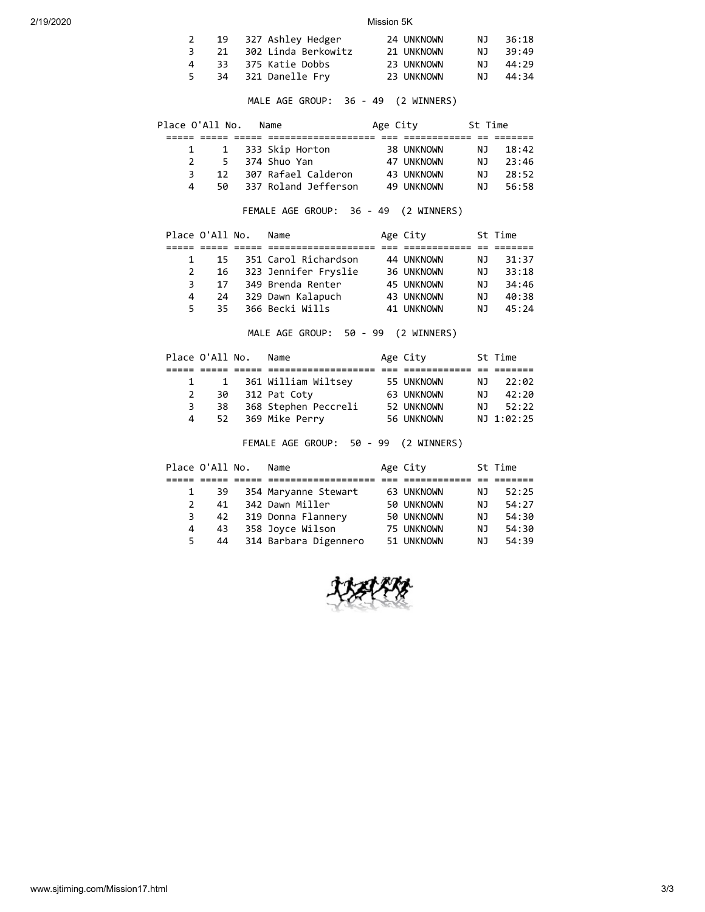| Place | O'All | No. | Name | Age | City | St | Time |
|---|---|---|---|---|---|---|---|
| 2 | 19 | 327 | Ashley Hedger | 24 | UNKNOWN | NJ | 36:18 |
| 3 | 21 | 302 | Linda Berkowitz | 21 | UNKNOWN | NJ | 39:49 |
| 4 | 33 | 375 | Katie Dobbs | 23 | UNKNOWN | NJ | 44:29 |
| 5 | 34 | 321 | Danelle Fry | 23 | UNKNOWN | NJ | 44:34 |

MALE AGE GROUP: 36 - 49 (2 WINNERS)

| Place | O'All | No. | Name | Age | City | St | Time |
|---|---|---|---|---|---|---|---|
| 1 | 1 | 333 | Skip Horton | 38 | UNKNOWN | NJ | 18:42 |
| 2 | 5 | 374 | Shuo Yan | 47 | UNKNOWN | NJ | 23:46 |
| 3 | 12 | 307 | Rafael Calderon | 43 | UNKNOWN | NJ | 28:52 |
| 4 | 50 | 337 | Roland Jefferson | 49 | UNKNOWN | NJ | 56:58 |

FEMALE AGE GROUP: 36 - 49 (2 WINNERS)

| Place | O'All | No. | Name | Age | City | St | Time |
|---|---|---|---|---|---|---|---|
| 1 | 15 | 351 | Carol Richardson | 44 | UNKNOWN | NJ | 31:37 |
| 2 | 16 | 323 | Jennifer Fryslie | 36 | UNKNOWN | NJ | 33:18 |
| 3 | 17 | 349 | Brenda Renter | 45 | UNKNOWN | NJ | 34:46 |
| 4 | 24 | 329 | Dawn Kalapuch | 43 | UNKNOWN | NJ | 40:38 |
| 5 | 35 | 366 | Becki Wills | 41 | UNKNOWN | NJ | 45:24 |

MALE AGE GROUP: 50 - 99 (2 WINNERS)

| Place | O'All | No. | Name | Age | City | St | Time |
|---|---|---|---|---|---|---|---|
| 1 | 1 | 361 | William Wiltsey | 55 | UNKNOWN | NJ | 22:02 |
| 2 | 30 | 312 | Pat Coty | 63 | UNKNOWN | NJ | 42:20 |
| 3 | 38 | 368 | Stephen Peccreli | 52 | UNKNOWN | NJ | 52:22 |
| 4 | 52 | 369 | Mike Perry | 56 | UNKNOWN | NJ | 1:02:25 |

FEMALE AGE GROUP: 50 - 99 (2 WINNERS)

| Place | O'All | No. | Name | Age | City | St | Time |
|---|---|---|---|---|---|---|---|
| 1 | 39 | 354 | Maryanne Stewart | 63 | UNKNOWN | NJ | 52:25 |
| 2 | 41 | 342 | Dawn Miller | 50 | UNKNOWN | NJ | 54:27 |
| 3 | 42 | 319 | Donna Flannery | 50 | UNKNOWN | NJ | 54:30 |
| 4 | 43 | 358 | Joyce Wilson | 75 | UNKNOWN | NJ | 54:30 |
| 5 | 44 | 314 | Barbara Digennero | 51 | UNKNOWN | NJ | 54:39 |